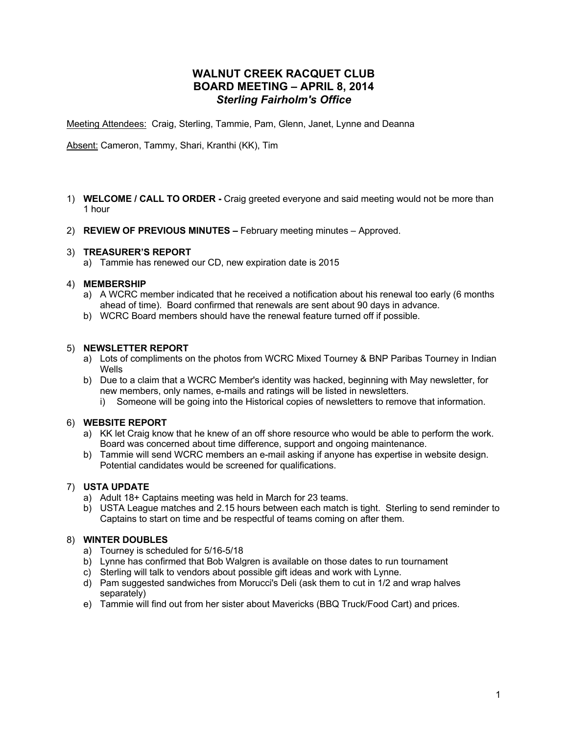# WALNUT CREEK RACQUET CLUB
## BOARD MEETING – APRIL 8, 2014
### *Sterling Fairholm's Office*

Meeting Attendees: Craig, Sterling, Tammie, Pam, Glenn, Janet, Lynne and Deanna

Absent: Cameron, Tammy, Shari, Kranthi (KK), Tim

1) **WELCOME / CALL TO ORDER -** Craig greeted everyone and said meeting would not be more than 1 hour

2) **REVIEW OF PREVIOUS MINUTES –** February meeting minutes – Approved.

3) **TREASURER'S REPORT**
   a) Tammie has renewed our CD, new expiration date is 2015

4) **MEMBERSHIP**
   a) A WCRC member indicated that he received a notification about his renewal too early (6 months ahead of time). Board confirmed that renewals are sent about 90 days in advance.
   b) WCRC Board members should have the renewal feature turned off if possible.

5) **NEWSLETTER REPORT**
   a) Lots of compliments on the photos from WCRC Mixed Tourney & BNP Paribas Tourney in Indian Wells
   b) Due to a claim that a WCRC Member's identity was hacked, beginning with May newsletter, for new members, only names, e-mails and ratings will be listed in newsletters.
      i) Someone will be going into the Historical copies of newsletters to remove that information.

6) **WEBSITE REPORT**
   a) KK let Craig know that he knew of an off shore resource who would be able to perform the work. Board was concerned about time difference, support and ongoing maintenance.
   b) Tammie will send WCRC members an e-mail asking if anyone has expertise in website design. Potential candidates would be screened for qualifications.

7) **USTA UPDATE**
   a) Adult 18+ Captains meeting was held in March for 23 teams.
   b) USTA League matches and 2.15 hours between each match is tight. Sterling to send reminder to Captains to start on time and be respectful of teams coming on after them.

8) **WINTER DOUBLES**
   a) Tourney is scheduled for 5/16-5/18
   b) Lynne has confirmed that Bob Walgren is available on those dates to run tournament
   c) Sterling will talk to vendors about possible gift ideas and work with Lynne.
   d) Pam suggested sandwiches from Morucci's Deli (ask them to cut in 1/2 and wrap halves separately)
   e) Tammie will find out from her sister about Mavericks (BBQ Truck/Food Cart) and prices.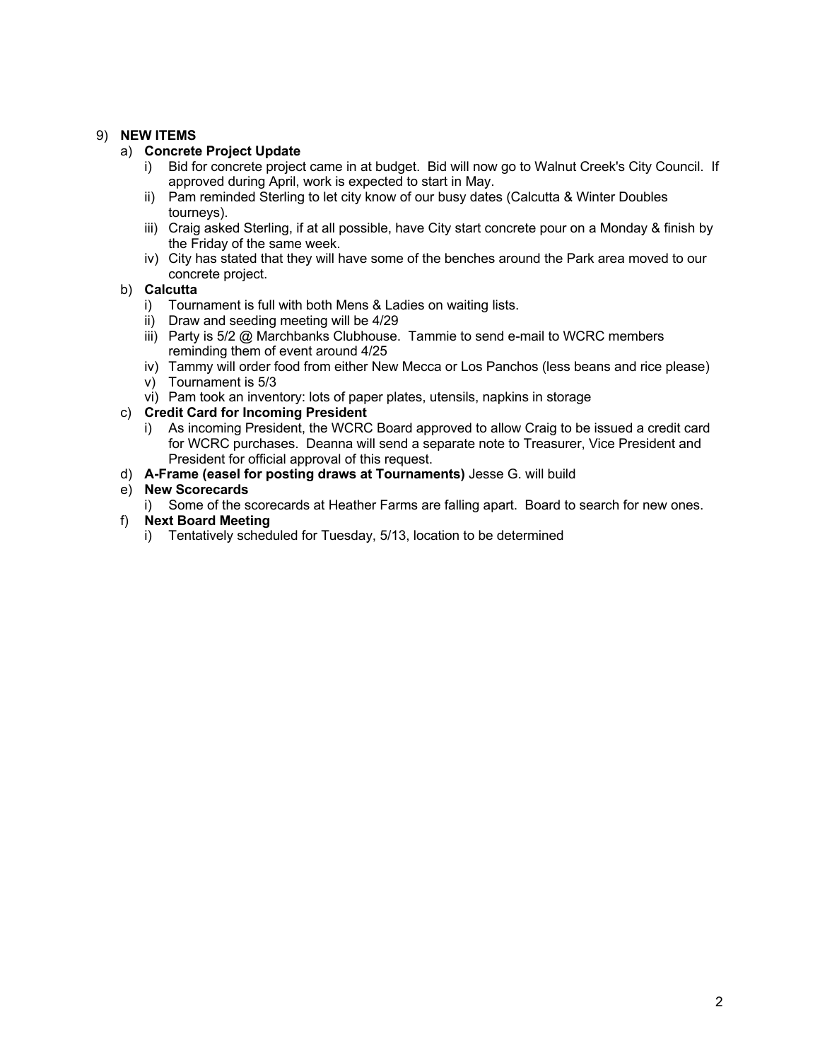9) **NEW ITEMS**
   a) **Concrete Project Update**
      i) Bid for concrete project came in at budget. Bid will now go to Walnut Creek's City Council. If approved during April, work is expected to start in May.
      ii) Pam reminded Sterling to let city know of our busy dates (Calcutta & Winter Doubles tourneys).
      iii) Craig asked Sterling, if at all possible, have City start concrete pour on a Monday & finish by the Friday of the same week.
      iv) City has stated that they will have some of the benches around the Park area moved to our concrete project.
   b) **Calcutta**
      i) Tournament is full with both Mens & Ladies on waiting lists.
      ii) Draw and seeding meeting will be 4/29
      iii) Party is 5/2 @ Marchbanks Clubhouse. Tammie to send e-mail to WCRC members reminding them of event around 4/25
      iv) Tammy will order food from either New Mecca or Los Panchos (less beans and rice please)
      v) Tournament is 5/3
      vi) Pam took an inventory: lots of paper plates, utensils, napkins in storage
   c) **Credit Card for Incoming President**
      i) As incoming President, the WCRC Board approved to allow Craig to be issued a credit card for WCRC purchases. Deanna will send a separate note to Treasurer, Vice President and President for official approval of this request.
   d) **A-Frame (easel for posting draws at Tournaments)** Jesse G. will build
   e) **New Scorecards**
      i) Some of the scorecards at Heather Farms are falling apart. Board to search for new ones.
   f) **Next Board Meeting**
      i) Tentatively scheduled for Tuesday, 5/13, location to be determined